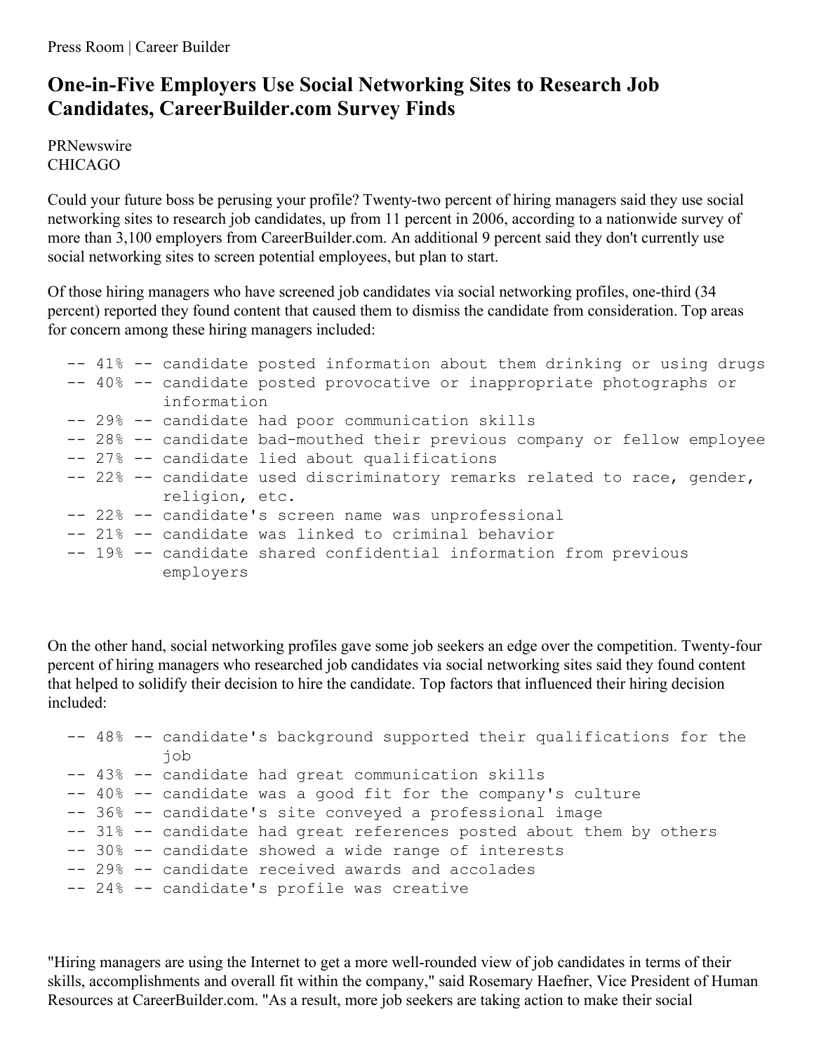Press Room | Career Builder

# One-in-Five Employers Use Social Networking Sites to Research Job Candidates, CareerBuilder.com Survey Finds

PRNewswire
CHICAGO

Could your future boss be perusing your profile? Twenty-two percent of hiring managers said they use social networking sites to research job candidates, up from 11 percent in 2006, according to a nationwide survey of more than 3,100 employers from CareerBuilder.com. An additional 9 percent said they don't currently use social networking sites to screen potential employees, but plan to start.

Of those hiring managers who have screened job candidates via social networking profiles, one-third (34 percent) reported they found content that caused them to dismiss the candidate from consideration. Top areas for concern among these hiring managers included:

```
-- 41% -- candidate posted information about them drinking or using drugs
-- 40% -- candidate posted provocative or inappropriate photographs or
          information
-- 29% -- candidate had poor communication skills
-- 28% -- candidate bad-mouthed their previous company or fellow employee
-- 27% -- candidate lied about qualifications
-- 22% -- candidate used discriminatory remarks related to race, gender,
          religion, etc.
-- 22% -- candidate's screen name was unprofessional
-- 21% -- candidate was linked to criminal behavior
-- 19% -- candidate shared confidential information from previous
          employers
```

On the other hand, social networking profiles gave some job seekers an edge over the competition. Twenty-four percent of hiring managers who researched job candidates via social networking sites said they found content that helped to solidify their decision to hire the candidate. Top factors that influenced their hiring decision included:

```
-- 48% -- candidate's background supported their qualifications for the
          job
-- 43% -- candidate had great communication skills
-- 40% -- candidate was a good fit for the company's culture
-- 36% -- candidate's site conveyed a professional image
-- 31% -- candidate had great references posted about them by others
-- 30% -- candidate showed a wide range of interests
-- 29% -- candidate received awards and accolades
-- 24% -- candidate's profile was creative
```

"Hiring managers are using the Internet to get a more well-rounded view of job candidates in terms of their skills, accomplishments and overall fit within the company," said Rosemary Haefner, Vice President of Human Resources at CareerBuilder.com. "As a result, more job seekers are taking action to make their social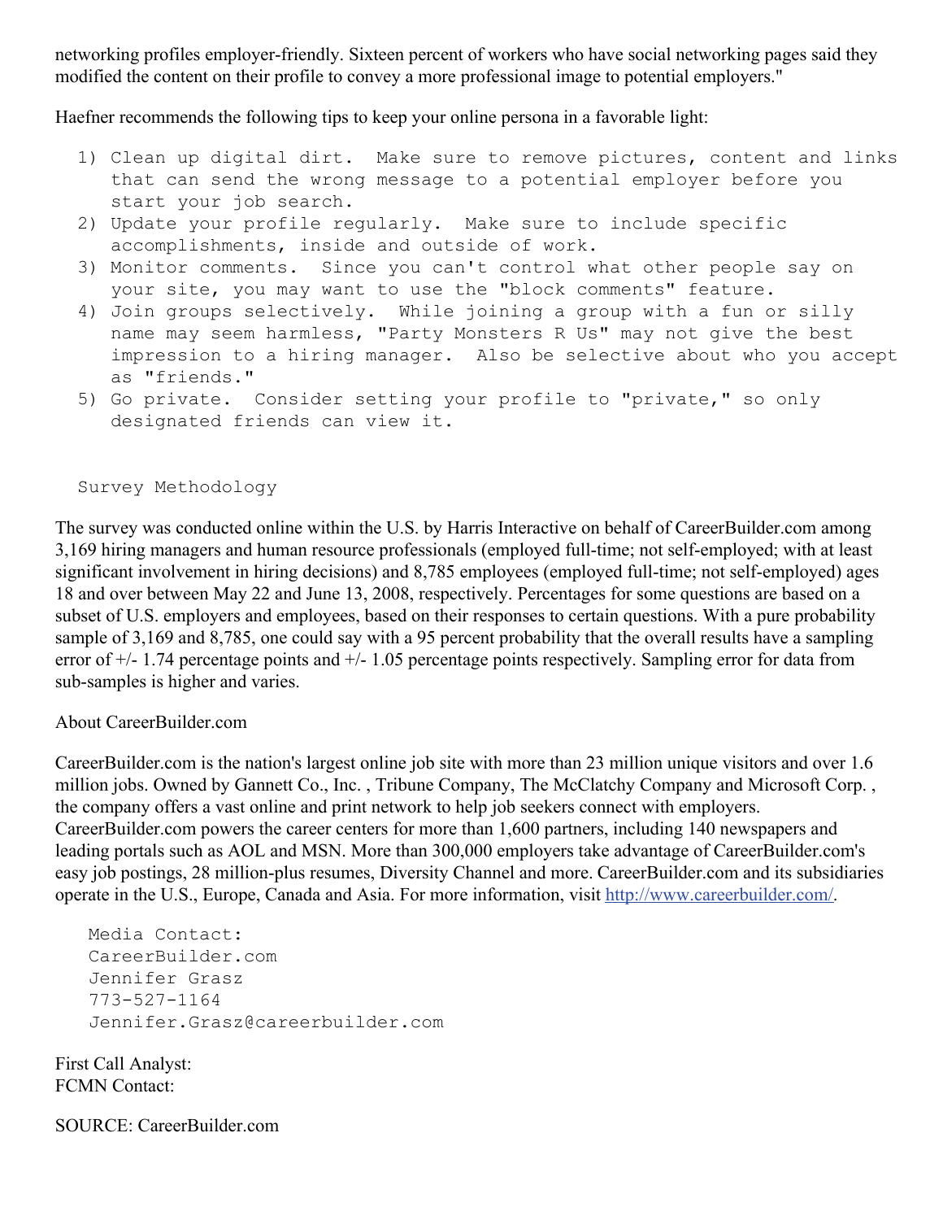networking profiles employer-friendly. Sixteen percent of workers who have social networking pages said they modified the content on their profile to convey a more professional image to potential employers."

Haefner recommends the following tips to keep your online persona in a favorable light:

1) Clean up digital dirt. Make sure to remove pictures, content and links that can send the wrong message to a potential employer before you start your job search.
2) Update your profile regularly. Make sure to include specific accomplishments, inside and outside of work.
3) Monitor comments. Since you can't control what other people say on your site, you may want to use the "block comments" feature.
4) Join groups selectively. While joining a group with a fun or silly name may seem harmless, "Party Monsters R Us" may not give the best impression to a hiring manager. Also be selective about who you accept as "friends."
5) Go private. Consider setting your profile to "private," so only designated friends can view it.

Survey Methodology

The survey was conducted online within the U.S. by Harris Interactive on behalf of CareerBuilder.com among 3,169 hiring managers and human resource professionals (employed full-time; not self-employed; with at least significant involvement in hiring decisions) and 8,785 employees (employed full-time; not self-employed) ages 18 and over between May 22 and June 13, 2008, respectively. Percentages for some questions are based on a subset of U.S. employers and employees, based on their responses to certain questions. With a pure probability sample of 3,169 and 8,785, one could say with a 95 percent probability that the overall results have a sampling error of +/- 1.74 percentage points and +/- 1.05 percentage points respectively. Sampling error for data from sub-samples is higher and varies.

About CareerBuilder.com

CareerBuilder.com is the nation's largest online job site with more than 23 million unique visitors and over 1.6 million jobs. Owned by Gannett Co., Inc. , Tribune Company, The McClatchy Company and Microsoft Corp. , the company offers a vast online and print network to help job seekers connect with employers. CareerBuilder.com powers the career centers for more than 1,600 partners, including 140 newspapers and leading portals such as AOL and MSN. More than 300,000 employers take advantage of CareerBuilder.com's easy job postings, 28 million-plus resumes, Diversity Channel and more. CareerBuilder.com and its subsidiaries operate in the U.S., Europe, Canada and Asia. For more information, visit http://www.careerbuilder.com/.

Media Contact:
CareerBuilder.com
Jennifer Grasz
773-527-1164
Jennifer.Grasz@careerbuilder.com

First Call Analyst:
FCMN Contact:

SOURCE: CareerBuilder.com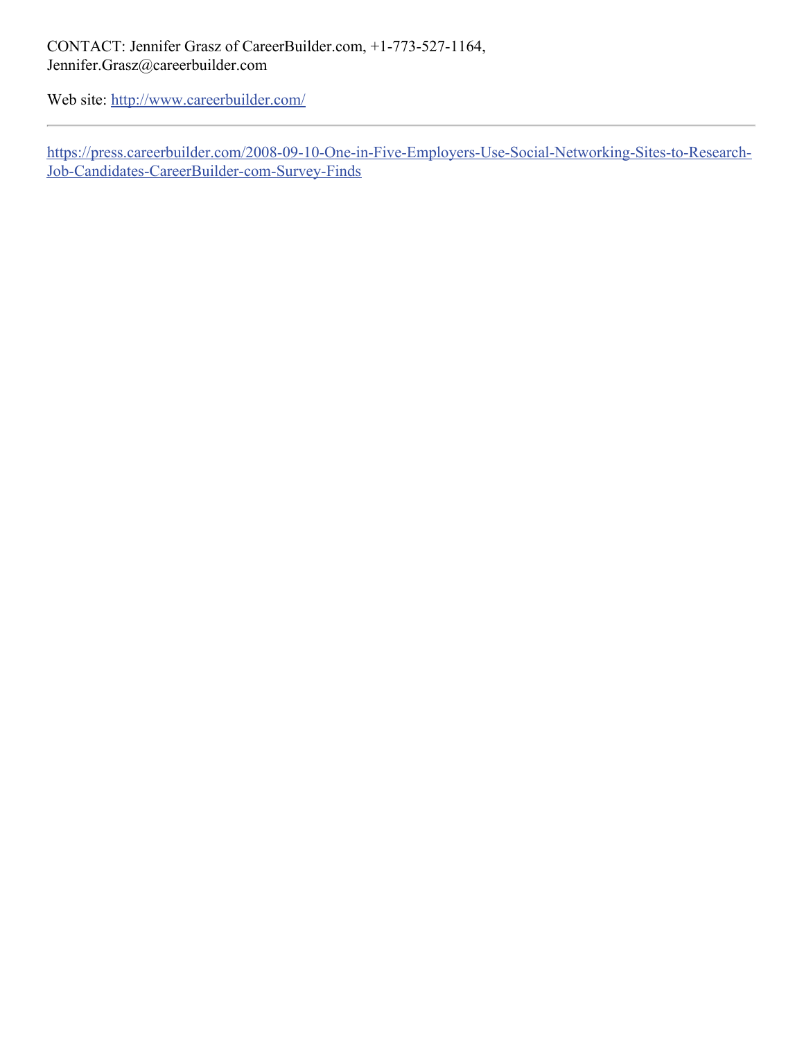CONTACT: Jennifer Grasz of CareerBuilder.com, +1-773-527-1164, Jennifer.Grasz@careerbuilder.com

Web site: http://www.careerbuilder.com/

---

https://press.careerbuilder.com/2008-09-10-One-in-Five-Employers-Use-Social-Networking-Sites-to-Research-Job-Candidates-CareerBuilder-com-Survey-Finds